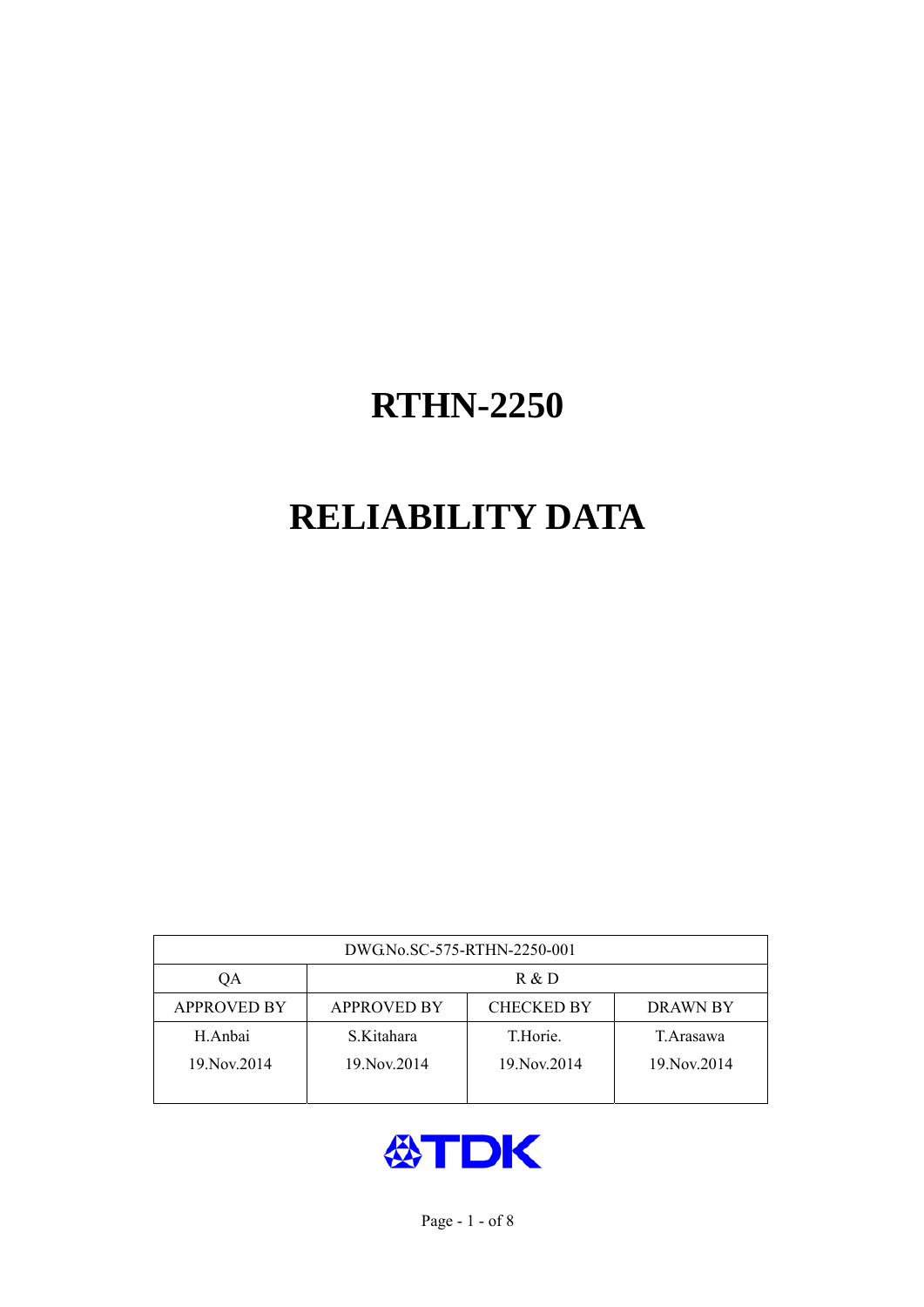# RTHN-2250

# RELIABILITY DATA

| DWG.No.SC-575-RTHN-2250-001 | | | |
|---|---|---|---|
| QA | R & D | | |
| APPROVED BY | APPROVED BY | CHECKED BY | DRAWN BY |
| H.Anbai<br>19.Nov.2014 | S.Kitahara<br>19.Nov.2014 | T.Horie.<br>19.Nov.2014 | T.Arasawa<br>19.Nov.2014 |

TDK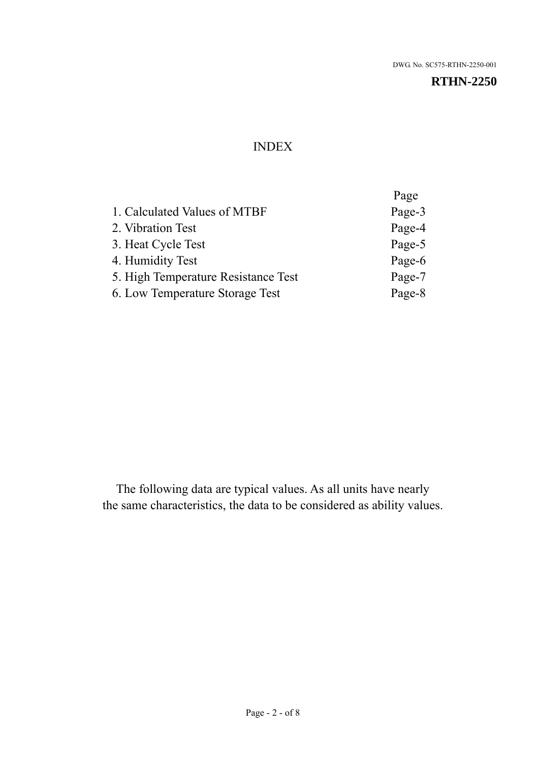DWG. No. SC575-RTHN-2250-001

**RTHN-2250**

# INDEX

| | Page |
|---|---|
| 1. Calculated Values of MTBF | Page-3 |
| 2. Vibration Test | Page-4 |
| 3. Heat Cycle Test | Page-5 |
| 4. Humidity Test | Page-6 |
| 5. High Temperature Resistance Test | Page-7 |
| 6. Low Temperature Storage Test | Page-8 |

The following data are typical values. As all units have nearly the same characteristics, the data to be considered as ability values.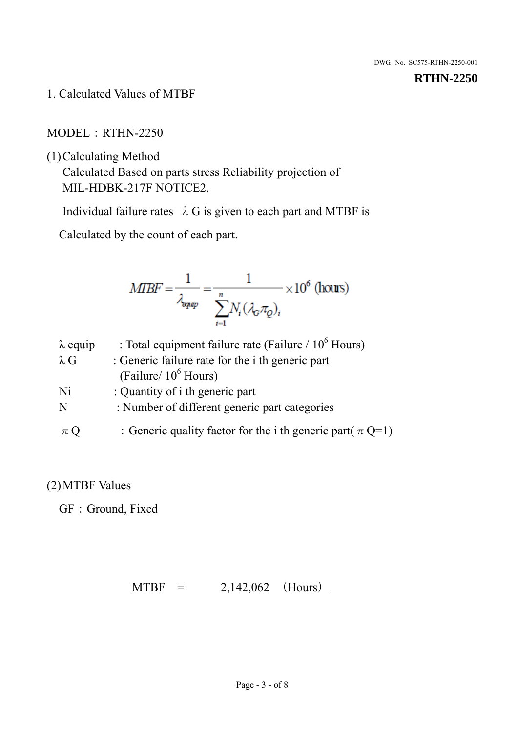# 1. Calculated Values of MTBF

MODEL：RTHN-2250

(1) Calculating Method

Calculated Based on parts stress Reliability projection of MIL-HDBK-217F NOTICE2.

Individual failure rates $\lambda G$ is given to each part and MTBF is

Calculated by the count of each part.

$$MTBF = \frac{1}{\lambda_{equip}} = \frac{1}{\sum_{i=1}^{n} N_i (\lambda_G \pi_Q)_i} \times 10^6 \text{ (hours)}$$

| | |
|---|---|
| $\lambda$ equip | : Total equipment failure rate (Failure / $10^6$ Hours) |
| $\lambda$ G | : Generic failure rate for the i th generic part (Failure/ $10^6$ Hours) |
| Ni | : Quantity of i th generic part |
| N | : Number of different generic part categories |
| $\pi$ Q | ：Generic quality factor for the i th generic part( $\pi$ Q=1) |

(2) MTBF Values

GF：Ground, Fixed

MTBF = 2,142,062 (Hours)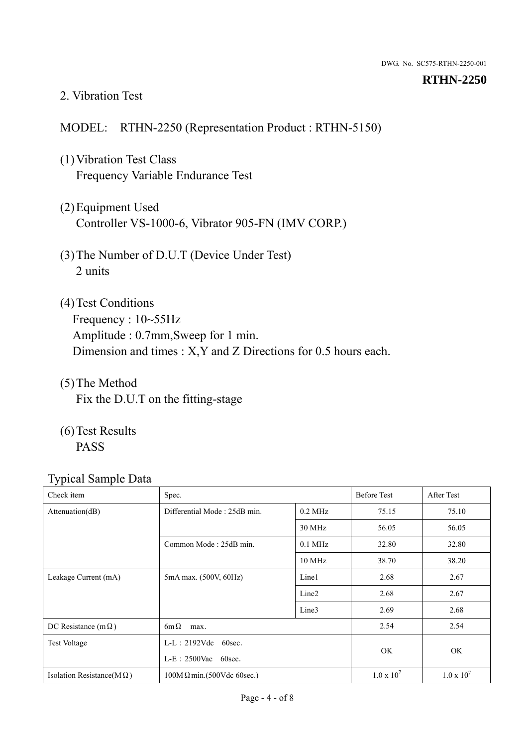## 2. Vibration Test

MODEL: RTHN-2250 (Representation Product : RTHN-5150)

(1) Vibration Test Class
 Frequency Variable Endurance Test

(2) Equipment Used
 Controller VS-1000-6, Vibrator 905-FN (IMV CORP.)

(3) The Number of D.U.T (Device Under Test)
 2 units

(4) Test Conditions
 Frequency : 10~55Hz
 Amplitude : 0.7mm,Sweep for 1 min.
 Dimension and times : X,Y and Z Directions for 0.5 hours each.

(5) The Method
 Fix the D.U.T on the fitting-stage

(6) Test Results
 PASS

Typical Sample Data

| Check item | Spec. | | Before Test | After Test |
|---|---|---|---|---|
| Attenuation(dB) | Differential Mode : 25dB min. | 0.2 MHz | 75.15 | 75.10 |
| | | 30 MHz | 56.05 | 56.05 |
| | Common Mode : 25dB min. | 0.1 MHz | 32.80 | 32.80 |
| | | 10 MHz | 38.70 | 38.20 |
| Leakage Current (mA) | 5mA max. (500V, 60Hz) | Line1 | 2.68 | 2.67 |
| | | Line2 | 2.68 | 2.67 |
| | | Line3 | 2.69 | 2.68 |
| DC Resistance (mΩ) | 6mΩ max. | | 2.54 | 2.54 |
| Test Voltage | L-L：2192Vdc 60sec.<br>L-E：2500Vac 60sec. | | OK | OK |
| Isolation Resistance(MΩ) | 100MΩmin.(500Vdc 60sec.) | | $1.0 \times 10^7$ | $1.0 \times 10^7$ |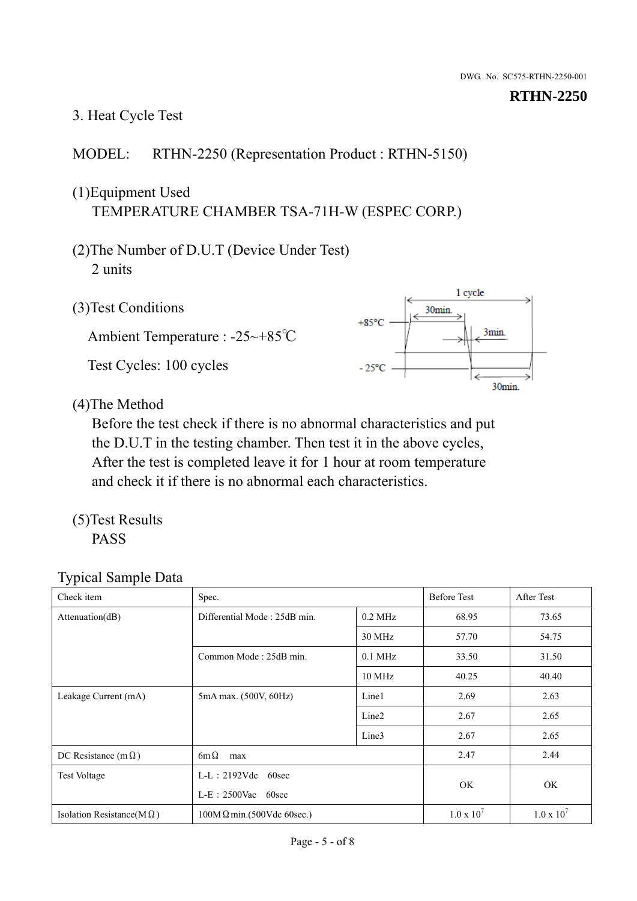**RTHN-2250**

## 3. Heat Cycle Test

MODEL: RTHN-2250 (Representation Product : RTHN-5150)

(1)Equipment Used
TEMPERATURE CHAMBER TSA-71H-W (ESPEC CORP.)

(2)The Number of D.U.T (Device Under Test)
2 units

(3)Test Conditions

Ambient Temperature : -25~+85℃

Test Cycles: 100 cycles

1 cycle
30min.
+85°C
3min.
- 25°C
30min.

(4)The Method
Before the test check if there is no abnormal characteristics and put the D.U.T in the testing chamber. Then test it in the above cycles, After the test is completed leave it for 1 hour at room temperature and check it if there is no abnormal each characteristics.

(5)Test Results
PASS

Typical Sample Data

| Check item | Spec. | | Before Test | After Test |
|---|---|---|---|---|
| Attenuation(dB) | Differential Mode : 25dB min. | 0.2 MHz | 68.95 | 73.65 |
| | | 30 MHz | 57.70 | 54.75 |
| | Common Mode : 25dB min. | 0.1 MHz | 33.50 | 31.50 |
| | | 10 MHz | 40.25 | 40.40 |
| Leakage Current (mA) | 5mA max. (500V, 60Hz) | Line1 | 2.69 | 2.63 |
| | | Line2 | 2.67 | 2.65 |
| | | Line3 | 2.67 | 2.65 |
| DC Resistance (mΩ) | 6mΩ max | | 2.47 | 2.44 |
| Test Voltage | L-L : 2192Vdc 60sec<br>L-E : 2500Vac 60sec | | OK | OK |
| Isolation Resistance(MΩ) | 100MΩ min.(500Vdc 60sec.) | | $1.0 \times 10^7$ | $1.0 \times 10^7$ |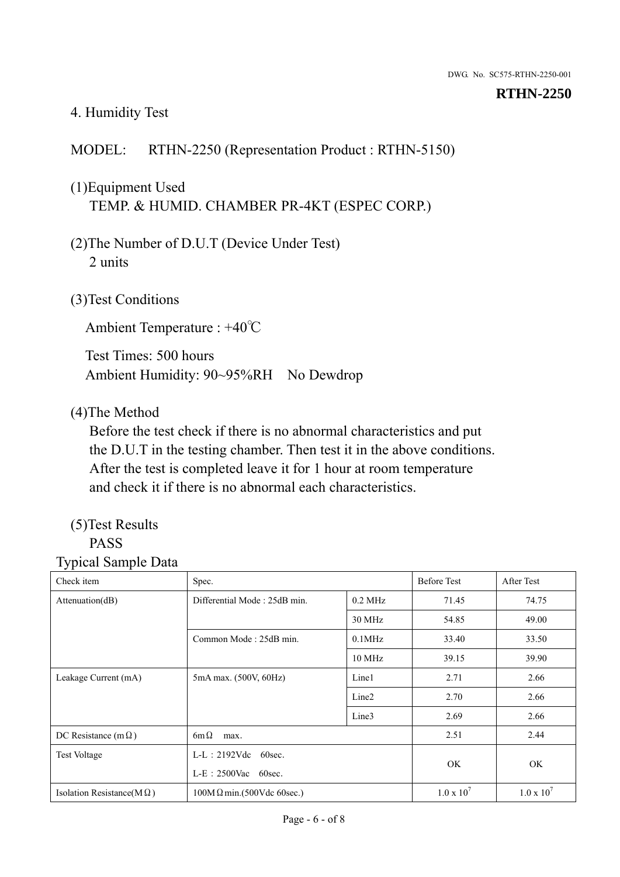## 4. Humidity Test

MODEL: RTHN-2250 (Representation Product : RTHN-5150)

(1)Equipment Used
TEMP. & HUMID. CHAMBER PR-4KT (ESPEC CORP.)

(2)The Number of D.U.T (Device Under Test)
2 units

(3)Test Conditions

Ambient Temperature : +40℃

Test Times: 500 hours
Ambient Humidity: 90~95%RH No Dewdrop

(4)The Method
Before the test check if there is no abnormal characteristics and put the D.U.T in the testing chamber. Then test it in the above conditions. After the test is completed leave it for 1 hour at room temperature and check it if there is no abnormal each characteristics.

(5)Test Results
PASS

Typical Sample Data

| Check item | Spec. | | Before Test | After Test |
|---|---|---|---|---|
| Attenuation(dB) | Differential Mode : 25dB min. | 0.2 MHz | 71.45 | 74.75 |
| | | 30 MHz | 54.85 | 49.00 |
| | Common Mode : 25dB min. | 0.1MHz | 33.40 | 33.50 |
| | | 10 MHz | 39.15 | 39.90 |
| Leakage Current (mA) | 5mA max. (500V, 60Hz) | Line1 | 2.71 | 2.66 |
| | | Line2 | 2.70 | 2.66 |
| | | Line3 | 2.69 | 2.66 |
| DC Resistance (mΩ) | 6mΩ max. | | 2.51 | 2.44 |
| Test Voltage | L-L：2192Vdc 60sec.<br>L-E：2500Vac 60sec. | | OK | OK |
| Isolation Resistance(MΩ) | 100MΩmin.(500Vdc 60sec.) | | $1.0 \times 10^7$ | $1.0 \times 10^7$ |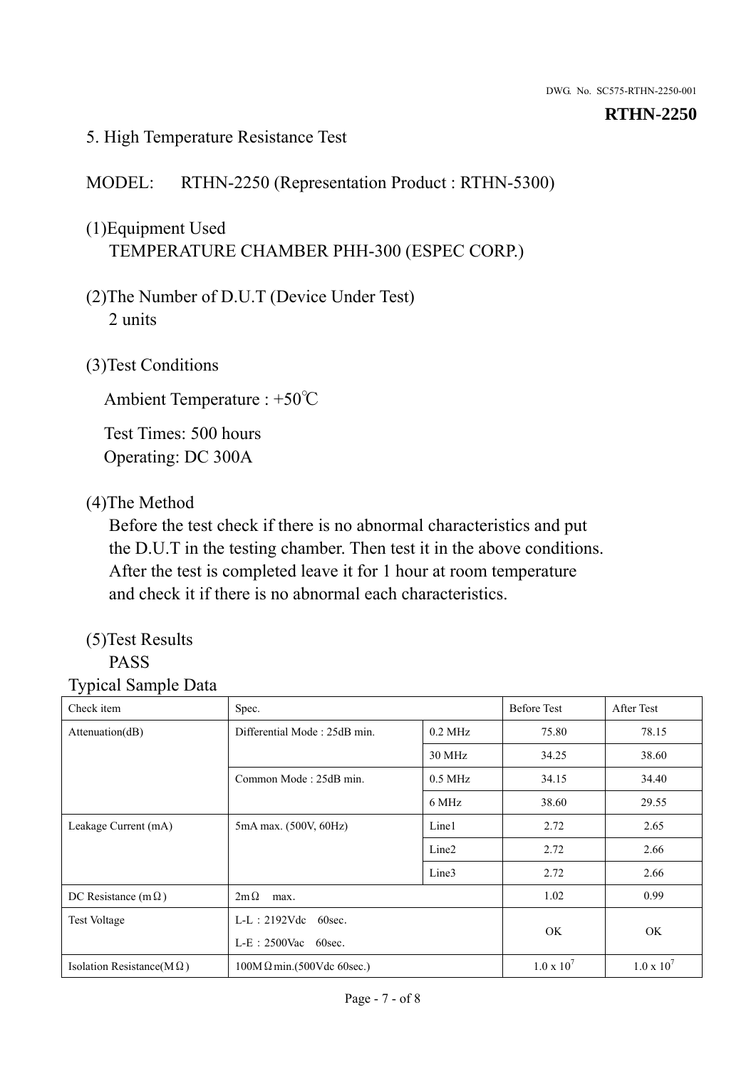DWG. No. SC575-RTHN-2250-001

**RTHN-2250**

5. High Temperature Resistance Test

MODEL: RTHN-2250 (Representation Product : RTHN-5300)

(1)Equipment Used

TEMPERATURE CHAMBER PHH-300 (ESPEC CORP.)

(2)The Number of D.U.T (Device Under Test)

2 units

(3)Test Conditions

Ambient Temperature : +50℃

Test Times: 500 hours
Operating: DC 300A

(4)The Method

Before the test check if there is no abnormal characteristics and put the D.U.T in the testing chamber. Then test it in the above conditions. After the test is completed leave it for 1 hour at room temperature and check it if there is no abnormal each characteristics.

(5)Test Results

PASS

Typical Sample Data

| Check item | Spec. | | Before Test | After Test |
|---|---|---|---|---|
| Attenuation(dB) | Differential Mode : 25dB min. | 0.2 MHz | 75.80 | 78.15 |
| | | 30 MHz | 34.25 | 38.60 |
| | Common Mode : 25dB min. | 0.5 MHz | 34.15 | 34.40 |
| | | 6 MHz | 38.60 | 29.55 |
| Leakage Current (mA) | 5mA max. (500V, 60Hz) | Line1 | 2.72 | 2.65 |
| | | Line2 | 2.72 | 2.66 |
| | | Line3 | 2.72 | 2.66 |
| DC Resistance (mΩ) | 2mΩ max. | | 1.02 | 0.99 |
| Test Voltage | L-L：2192Vdc 60sec.<br>L-E：2500Vac 60sec. | | OK | OK |
| Isolation Resistance(MΩ) | 100MΩmin.(500Vdc 60sec.) | | $1.0 \times 10^7$ | $1.0 \times 10^7$ |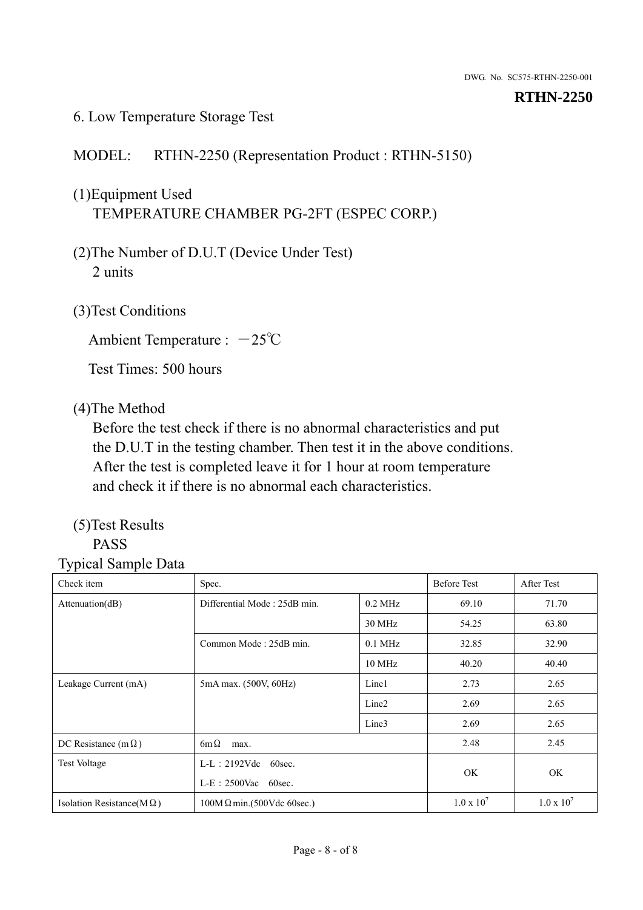DWG. No. SC575-RTHN-2250-001

**RTHN-2250**

## 6. Low Temperature Storage Test

MODEL: RTHN-2250 (Representation Product : RTHN-5150)

(1)Equipment Used
TEMPERATURE CHAMBER PG-2FT (ESPEC CORP.)

(2)The Number of D.U.T (Device Under Test)
2 units

(3)Test Conditions

Ambient Temperature : －25℃

Test Times: 500 hours

(4)The Method
Before the test check if there is no abnormal characteristics and put the D.U.T in the testing chamber. Then test it in the above conditions. After the test is completed leave it for 1 hour at room temperature and check it if there is no abnormal each characteristics.

(5)Test Results
PASS

Typical Sample Data

| Check item | Spec. | | Before Test | After Test |
|---|---|---|---|---|
| Attenuation(dB) | Differential Mode : 25dB min. | 0.2 MHz | 69.10 | 71.70 |
| | | 30 MHz | 54.25 | 63.80 |
| | Common Mode : 25dB min. | 0.1 MHz | 32.85 | 32.90 |
| | | 10 MHz | 40.20 | 40.40 |
| Leakage Current (mA) | 5mA max. (500V, 60Hz) | Line1 | 2.73 | 2.65 |
| | | Line2 | 2.69 | 2.65 |
| | | Line3 | 2.69 | 2.65 |
| DC Resistance (mΩ) | 6mΩ max. | | 2.48 | 2.45 |
| Test Voltage | L-L：2192Vdc 60sec. L-E：2500Vac 60sec. | | OK | OK |
| Isolation Resistance(MΩ) | 100MΩmin.(500Vdc 60sec.) | | $1.0 \times 10^7$ | $1.0 \times 10^7$ |